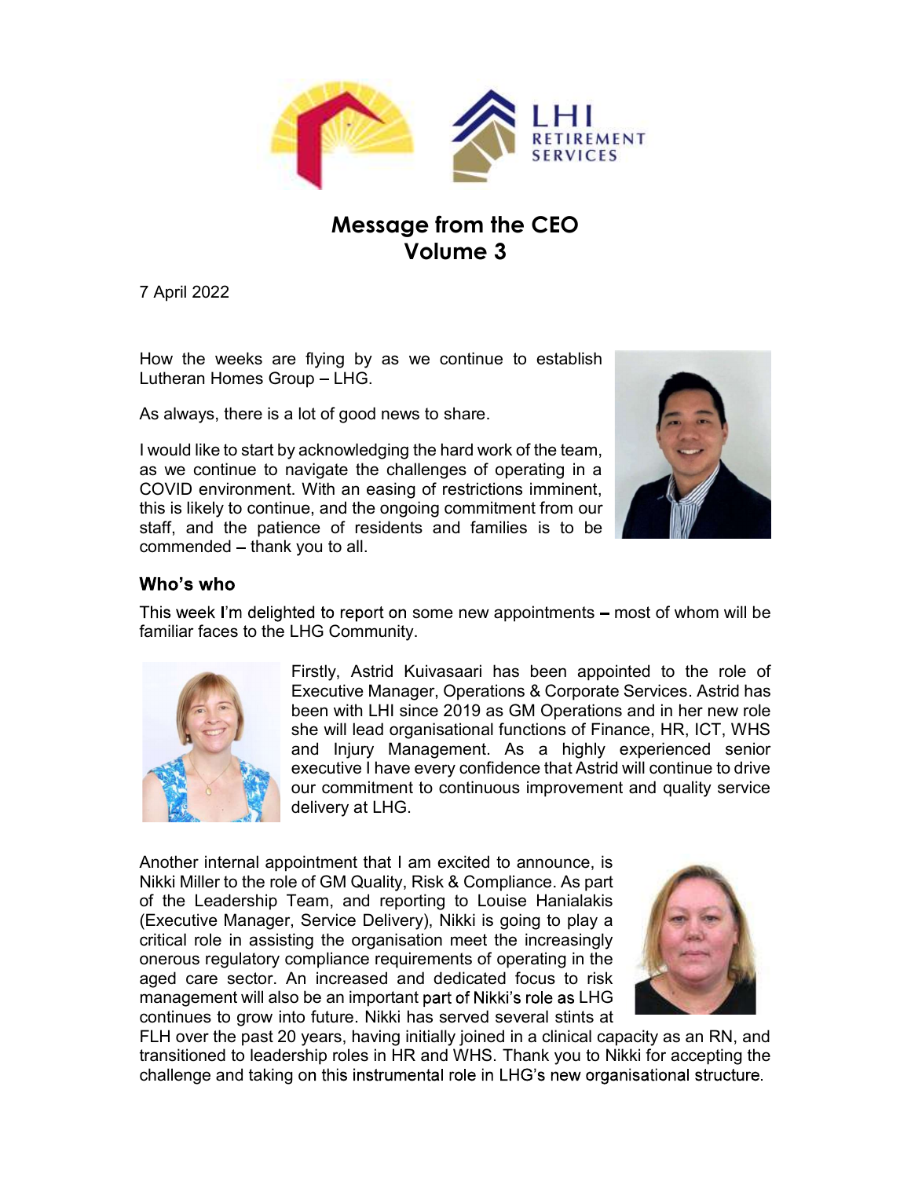# Message from the CEO
# Volume 3

7 April 2022

How the weeks are flying by as we continue to establish Lutheran Homes Group – LHG.

As always, there is a lot of good news to share.

I would like to start by acknowledging the hard work of the team, as we continue to navigate the challenges of operating in a COVID environment. With an easing of restrictions imminent, this is likely to continue, and the ongoing commitment from our staff, and the patience of residents and families is to be commended – thank you to all.

## Who's who

This week I'm delighted to report on some new appointments – most of whom will be familiar faces to the LHG Community.

Firstly, Astrid Kuivasaari has been appointed to the role of Executive Manager, Operations & Corporate Services. Astrid has been with LHI since 2019 as GM Operations and in her new role she will lead organisational functions of Finance, HR, ICT, WHS and Injury Management. As a highly experienced senior executive I have every confidence that Astrid will continue to drive our commitment to continuous improvement and quality service delivery at LHG.

Another internal appointment that I am excited to announce, is Nikki Miller to the role of GM Quality, Risk & Compliance. As part of the Leadership Team, and reporting to Louise Hanialakis (Executive Manager, Service Delivery), Nikki is going to play a critical role in assisting the organisation meet the increasingly onerous regulatory compliance requirements of operating in the aged care sector. An increased and dedicated focus to risk management will also be an important part of Nikki's role as LHG continues to grow into future. Nikki has served several stints at FLH over the past 20 years, having initially joined in a clinical capacity as an RN, and transitioned to leadership roles in HR and WHS. Thank you to Nikki for accepting the challenge and taking on this instrumental role in LHG's new organisational structure.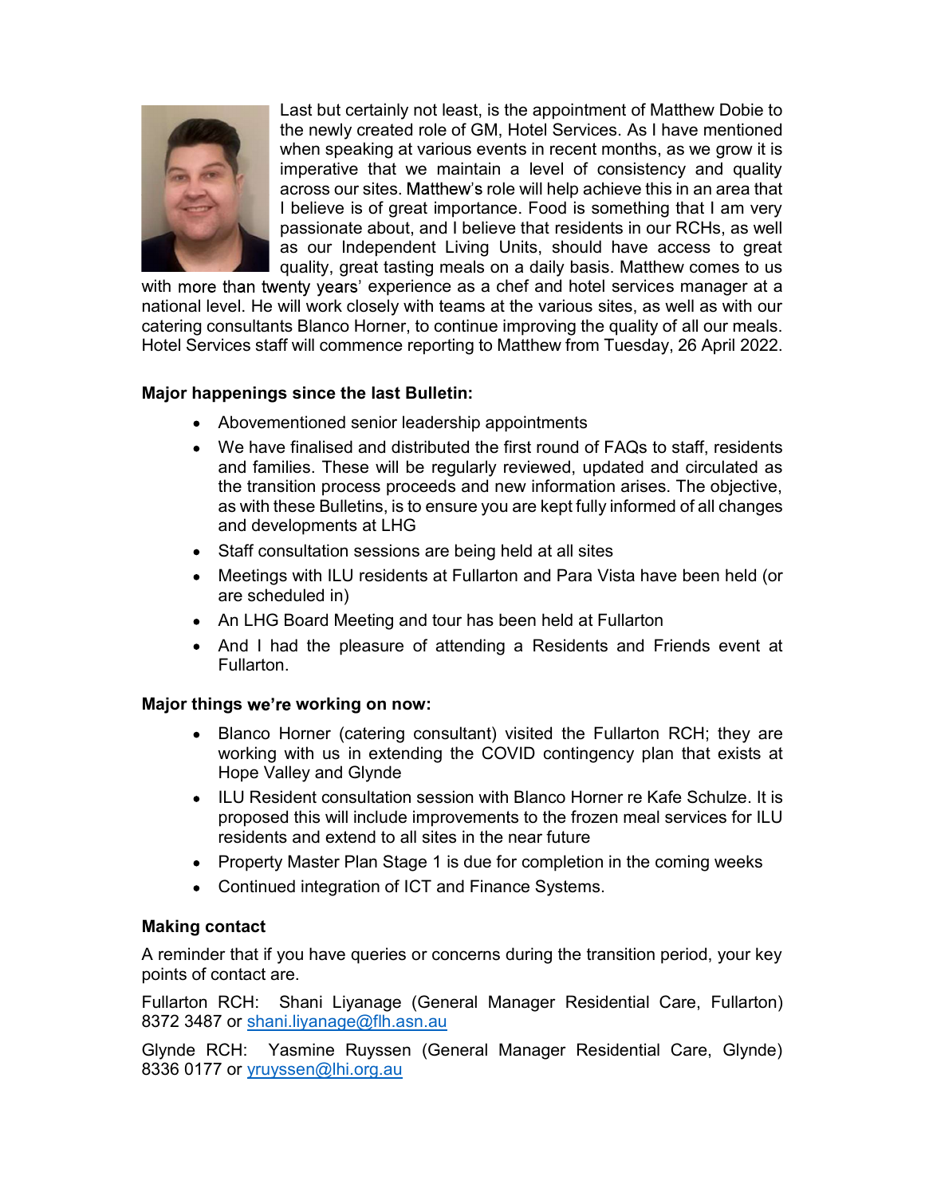Last but certainly not least, is the appointment of Matthew Dobie to the newly created role of GM, Hotel Services. As I have mentioned when speaking at various events in recent months, as we grow it is imperative that we maintain a level of consistency and quality across our sites. Matthew's role will help achieve this in an area that I believe is of great importance. Food is something that I am very passionate about, and I believe that residents in our RCHs, as well as our Independent Living Units, should have access to great quality, great tasting meals on a daily basis. Matthew comes to us with more than twenty years' experience as a chef and hotel services manager at a national level. He will work closely with teams at the various sites, as well as with our catering consultants Blanco Horner, to continue improving the quality of all our meals. Hotel Services staff will commence reporting to Matthew from Tuesday, 26 April 2022.

**Major happenings since the last Bulletin:**

- Abovementioned senior leadership appointments
- We have finalised and distributed the first round of FAQs to staff, residents and families. These will be regularly reviewed, updated and circulated as the transition process proceeds and new information arises. The objective, as with these Bulletins, is to ensure you are kept fully informed of all changes and developments at LHG
- Staff consultation sessions are being held at all sites
- Meetings with ILU residents at Fullarton and Para Vista have been held (or are scheduled in)
- An LHG Board Meeting and tour has been held at Fullarton
- And I had the pleasure of attending a Residents and Friends event at Fullarton.

**Major things we're working on now:**

- Blanco Horner (catering consultant) visited the Fullarton RCH; they are working with us in extending the COVID contingency plan that exists at Hope Valley and Glynde
- ILU Resident consultation session with Blanco Horner re Kafe Schulze. It is proposed this will include improvements to the frozen meal services for ILU residents and extend to all sites in the near future
- Property Master Plan Stage 1 is due for completion in the coming weeks
- Continued integration of ICT and Finance Systems.

**Making contact**

A reminder that if you have queries or concerns during the transition period, your key points of contact are.

Fullarton RCH: Shani Liyanage (General Manager Residential Care, Fullarton) 8372 3487 or shani.liyanage@flh.asn.au

Glynde RCH: Yasmine Ruyssen (General Manager Residential Care, Glynde) 8336 0177 or yruyssen@lhi.org.au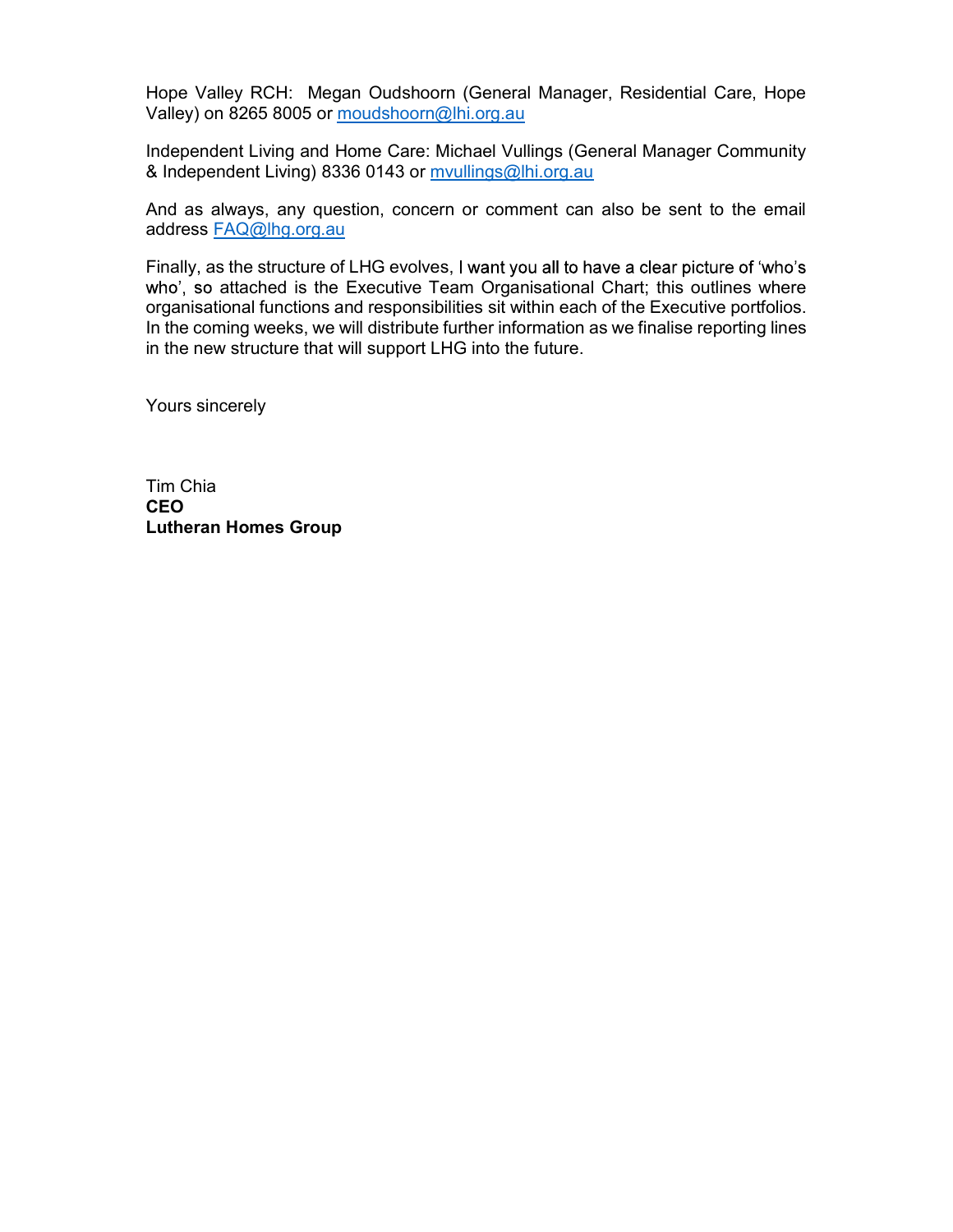Hope Valley RCH: Megan Oudshoorn (General Manager, Residential Care, Hope Valley) on 8265 8005 or moudshoorn@lhi.org.au

Independent Living and Home Care: Michael Vullings (General Manager Community & Independent Living) 8336 0143 or mvullings@lhi.org.au

And as always, any question, concern or comment can also be sent to the email address FAQ@lhg.org.au

Finally, as the structure of LHG evolves, I want you all to have a clear picture of 'who's who', so attached is the Executive Team Organisational Chart; this outlines where organisational functions and responsibilities sit within each of the Executive portfolios. In the coming weeks, we will distribute further information as we finalise reporting lines in the new structure that will support LHG into the future.

Yours sincerely

Tim Chia
**CEO**
**Lutheran Homes Group**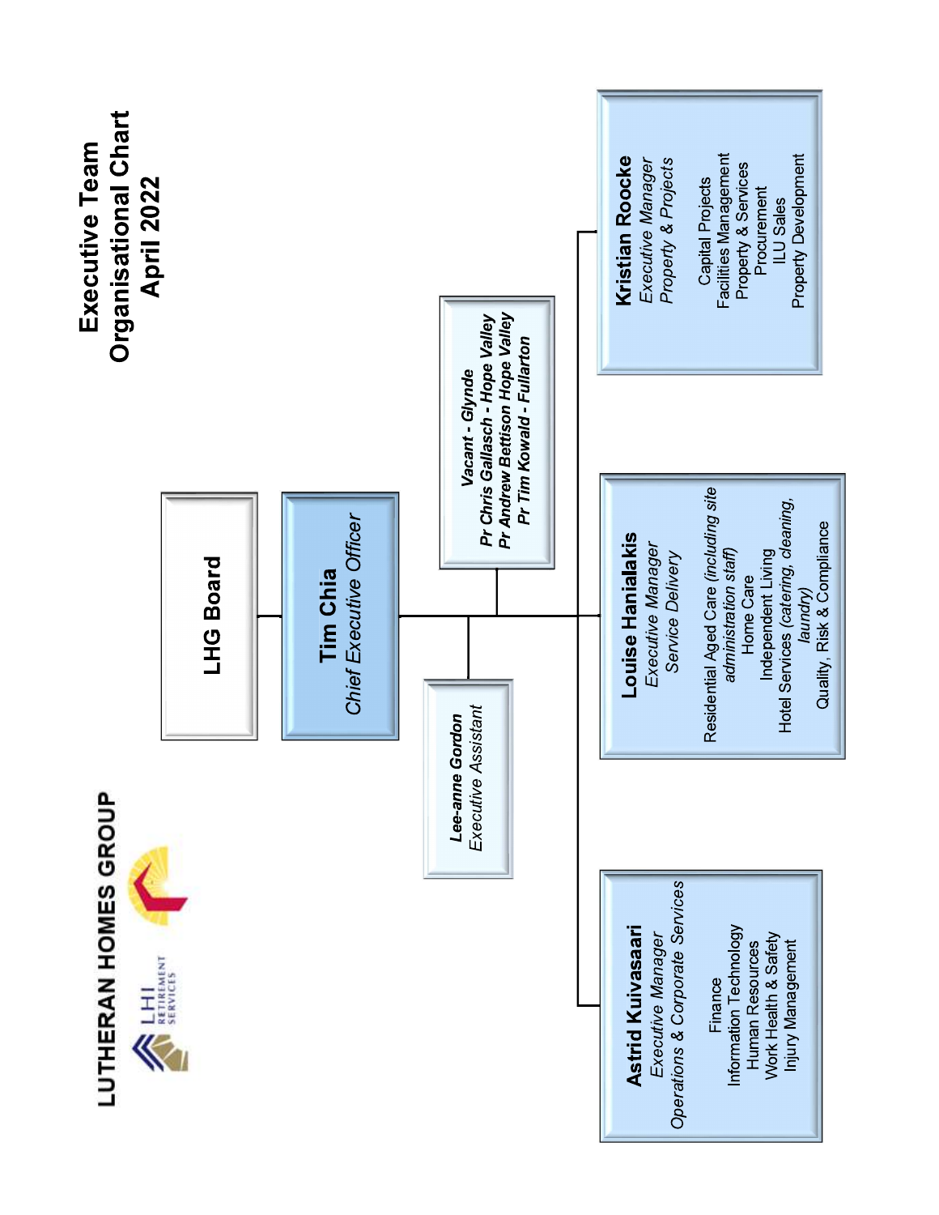# LUTHERAN HOMES GROUP

LHI RETIREMENT SERVICES

## Executive Team Organisational Chart April 2022

**LHG Board**

**Tim Chia**
*Chief Executive Officer*

***Lee-anne Gordon***
*Executive Assistant*

***Vacant - Glynde***
***Pr Chris Gallasch - Hope Valley***
***Pr Andrew Bettison Hope Valley***
***Pr Tim Kowald - Fullarton***

**Astrid Kuivasaari**
*Executive Manager*
*Operations & Corporate Services*

- Finance
- Information Technology
- Human Resources
- Work Health & Safety
- Injury Management

**Louise Hanialakis**
*Executive Manager*
*Service Delivery*

- Residential Aged Care *(including site administration staff)*
- Home Care
- Independent Living
- Hotel Services *(catering, cleaning, laundry)*
- Quality, Risk & Compliance

**Kristian Roocke**
*Executive Manager*
*Property & Projects*

- Capital Projects
- Facilities Management
- Property & Services
- Procurement
- ILU Sales
- Property Development